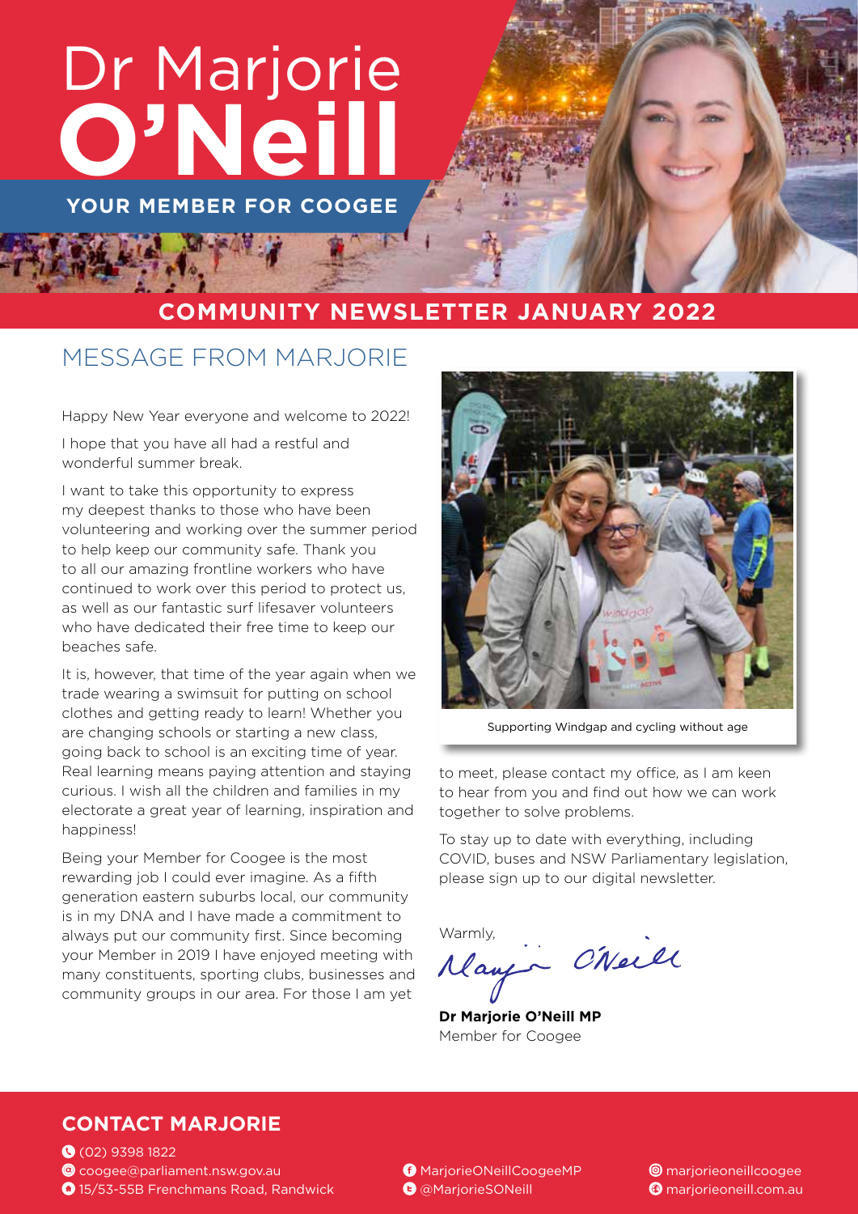# Dr Marjorie **O'Neill**

**YOUR MEMBER FOR COOGEE**

## COMMUNITY NEWSLETTER JANUARY 2022

## MESSAGE FROM MARJORIE

Happy New Year everyone and welcome to 2022!

I hope that you have all had a restful and wonderful summer break.

I want to take this opportunity to express my deepest thanks to those who have been volunteering and working over the summer period to help keep our community safe. Thank you to all our amazing frontline workers who have continued to work over this period to protect us, as well as our fantastic surf lifesaver volunteers who have dedicated their free time to keep our beaches safe.

It is, however, that time of the year again when we trade wearing a swimsuit for putting on school clothes and getting ready to learn! Whether you are changing schools or starting a new class, going back to school is an exciting time of year. Real learning means paying attention and staying curious. I wish all the children and families in my electorate a great year of learning, inspiration and happiness!

Being your Member for Coogee is the most rewarding job I could ever imagine. As a fifth generation eastern suburbs local, our community is in my DNA and I have made a commitment to always put our community first. Since becoming your Member in 2019 I have enjoyed meeting with many constituents, sporting clubs, businesses and community groups in our area. For those I am yet to meet, please contact my office, as I am keen to hear from you and find out how we can work together to solve problems.

Supporting Windgap and cycling without age

To stay up to date with everything, including COVID, buses and NSW Parliamentary legislation, please sign up to our digital newsletter.

Warmly,

Marjorie O'Neill

**Dr Marjorie O'Neill MP**
Member for Coogee

### CONTACT MARJORIE

- (02) 9398 1822
- coogee@parliament.nsw.gov.au
- 15/53-55B Frenchmans Road, Randwick
- MarjorieONeillCoogeeMP
- @MarjorieSONeill
- marjorieoneillcoogee
- marjorieoneill.com.au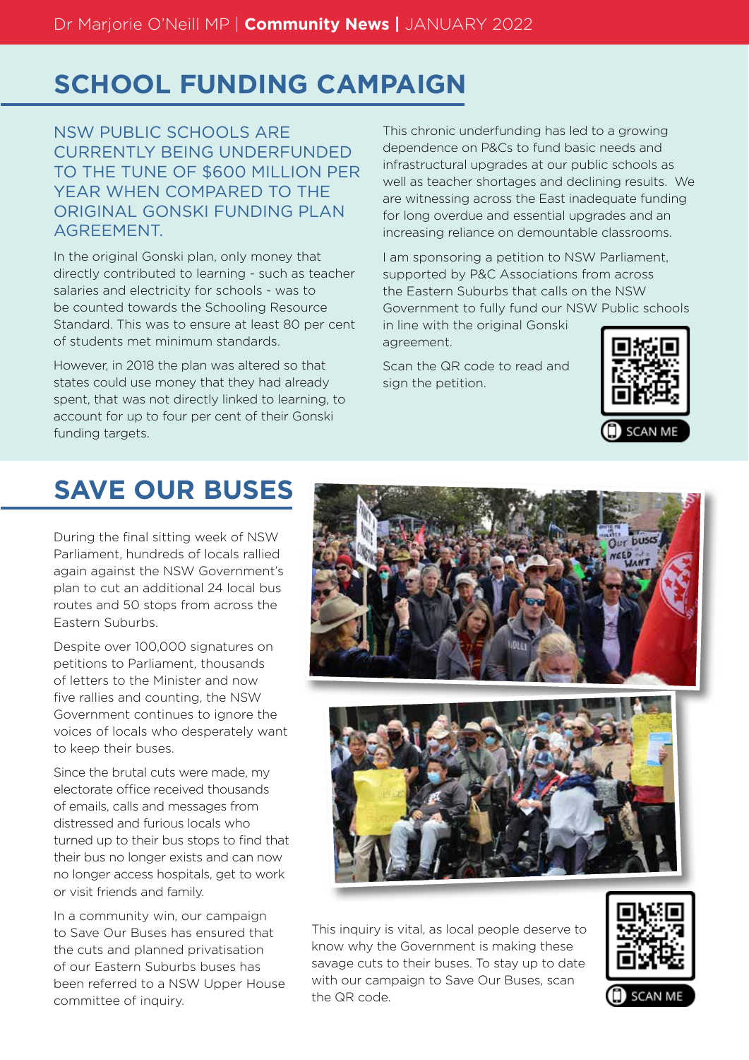## SCHOOL FUNDING CAMPAIGN

NSW PUBLIC SCHOOLS ARE CURRENTLY BEING UNDERFUNDED TO THE TUNE OF $600 MILLION PER YEAR WHEN COMPARED TO THE ORIGINAL GONSKI FUNDING PLAN AGREEMENT.

In the original Gonski plan, only money that directly contributed to learning - such as teacher salaries and electricity for schools - was to be counted towards the Schooling Resource Standard. This was to ensure at least 80 per cent of students met minimum standards.

However, in 2018 the plan was altered so that states could use money that they had already spent, that was not directly linked to learning, to account for up to four per cent of their Gonski funding targets.

This chronic underfunding has led to a growing dependence on P&Cs to fund basic needs and infrastructural upgrades at our public schools as well as teacher shortages and declining results. We are witnessing across the East inadequate funding for long overdue and essential upgrades and an increasing reliance on demountable classrooms.

I am sponsoring a petition to NSW Parliament, supported by P&C Associations from across the Eastern Suburbs that calls on the NSW Government to fully fund our NSW Public schools in line with the original Gonski agreement.

Scan the QR code to read and sign the petition.

SCAN ME

## SAVE OUR BUSES

During the final sitting week of NSW Parliament, hundreds of locals rallied again against the NSW Government's plan to cut an additional 24 local bus routes and 50 stops from across the Eastern Suburbs.

Despite over 100,000 signatures on petitions to Parliament, thousands of letters to the Minister and now five rallies and counting, the NSW Government continues to ignore the voices of locals who desperately want to keep their buses.

Since the brutal cuts were made, my electorate office received thousands of emails, calls and messages from distressed and furious locals who turned up to their bus stops to find that their bus no longer exists and can now no longer access hospitals, get to work or visit friends and family.

In a community win, our campaign to Save Our Buses has ensured that the cuts and planned privatisation of our Eastern Suburbs buses has been referred to a NSW Upper House committee of inquiry.

This inquiry is vital, as local people deserve to know why the Government is making these savage cuts to their buses. To stay up to date with our campaign to Save Our Buses, scan the QR code.

SCAN ME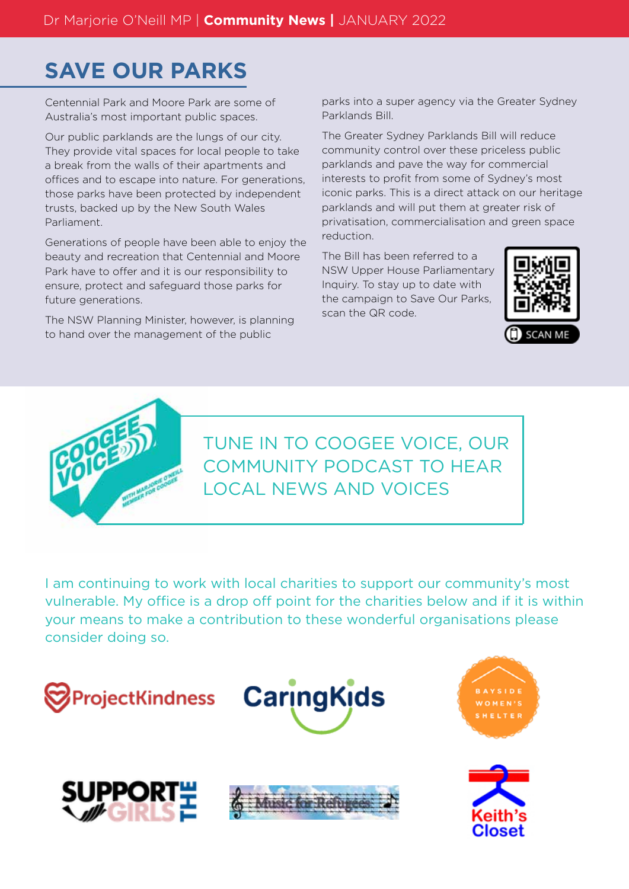## SAVE OUR PARKS

Centennial Park and Moore Park are some of Australia's most important public spaces.

Our public parklands are the lungs of our city. They provide vital spaces for local people to take a break from the walls of their apartments and offices and to escape into nature. For generations, those parks have been protected by independent trusts, backed up by the New South Wales Parliament.

Generations of people have been able to enjoy the beauty and recreation that Centennial and Moore Park have to offer and it is our responsibility to ensure, protect and safeguard those parks for future generations.

The NSW Planning Minister, however, is planning to hand over the management of the public parks into a super agency via the Greater Sydney Parklands Bill.

The Greater Sydney Parklands Bill will reduce community control over these priceless public parklands and pave the way for commercial interests to profit from some of Sydney's most iconic parks. This is a direct attack on our heritage parklands and will put them at greater risk of privatisation, commercialisation and green space reduction.

The Bill has been referred to a NSW Upper House Parliamentary Inquiry. To stay up to date with the campaign to Save Our Parks, scan the QR code.

SCAN ME

COOGEE VOICE WITH MARJORIE O'NEILL MEMBER FOR COOGEE

TUNE IN TO COOGEE VOICE, OUR COMMUNITY PODCAST TO HEAR LOCAL NEWS AND VOICES

I am continuing to work with local charities to support our community's most vulnerable. My office is a drop off point for the charities below and if it is within your means to make a contribution to these wonderful organisations please consider doing so.

ProjectKindness

CaringKids

Bayside Women's Shelter

Support the Girls

Music for Refugees

Keith's Closet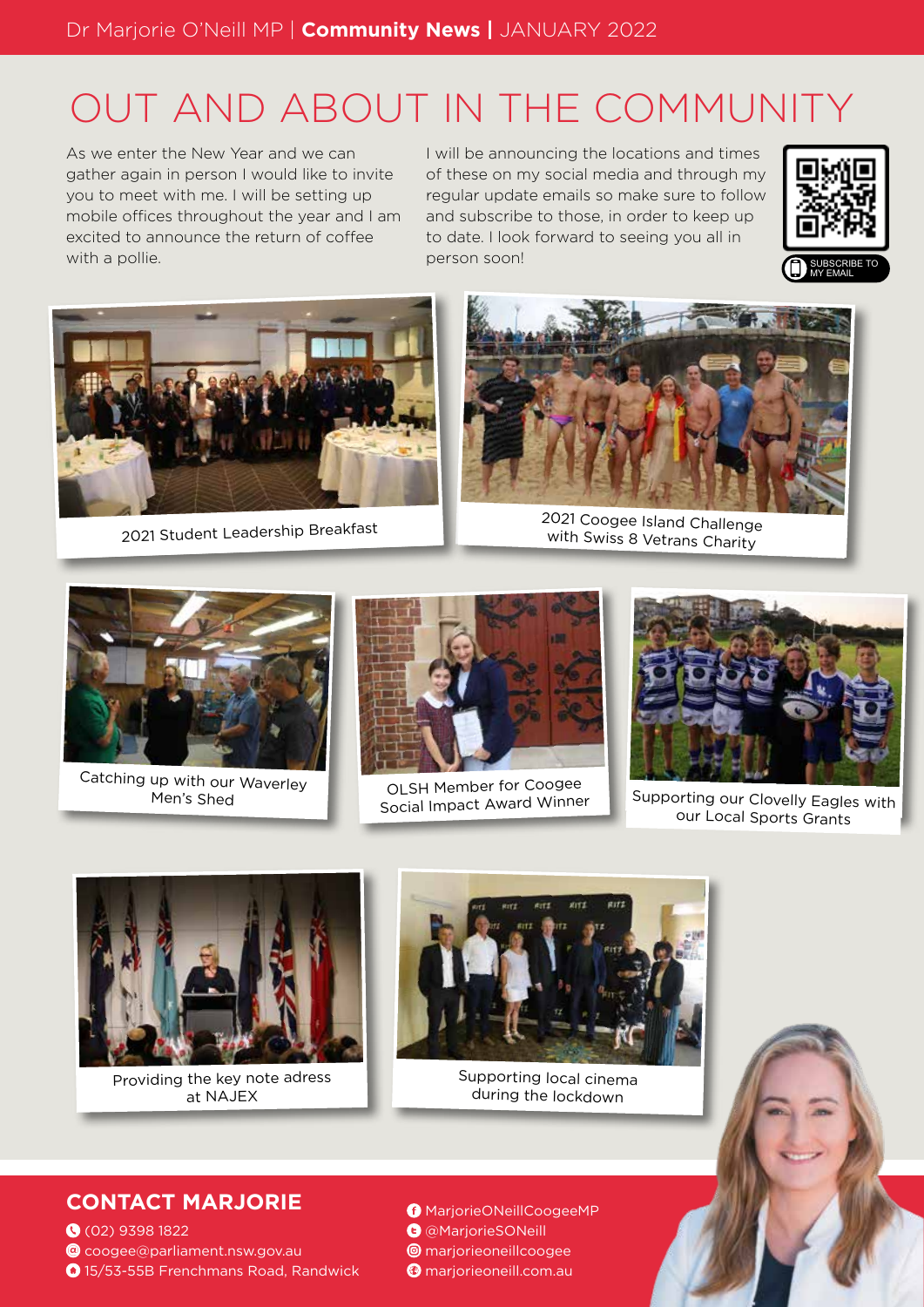# OUT AND ABOUT IN THE COMMUNITY

As we enter the New Year and we can gather again in person I would like to invite you to meet with me. I will be setting up mobile offices throughout the year and I am excited to announce the return of coffee with a pollie.

I will be announcing the locations and times of these on my social media and through my regular update emails so make sure to follow and subscribe to those, in order to keep up to date. I look forward to seeing you all in person soon!

SUBSCRIBE TO MY EMAIL

2021 Student Leadership Breakfast

2021 Coogee Island Challenge with Swiss 8 Vetrans Charity

Catching up with our Waverley Men's Shed

OLSH Member for Coogee Social Impact Award Winner

Supporting our Clovelly Eagles with our Local Sports Grants

Providing the key note adress at NAJEX

Supporting local cinema during the lockdown

## CONTACT MARJORIE

- (02) 9398 1822
- coogee@parliament.nsw.gov.au
- 15/53-55B Frenchmans Road, Randwick
- MarjorieONeillCoogeeMP
- @MarjorieSONeill
- marjorieoneillcoogee
- marjorieoneill.com.au